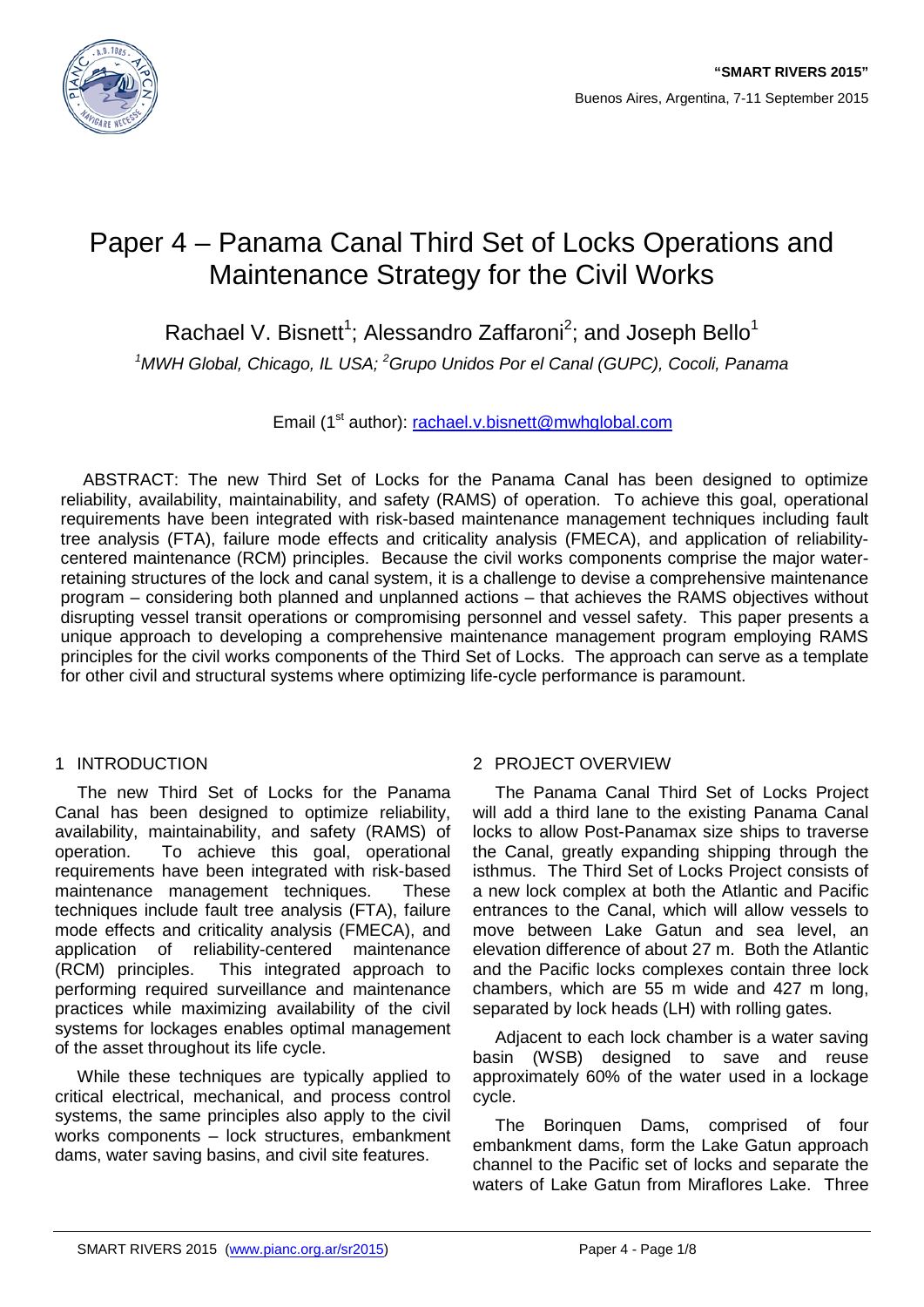# Paper 4 – Panama Canal Third Set of Locks Operations and Maintenance Strategy for the Civil Works

Rachael V. Bisnett[1]; Alessandro Zaffaroni[2]; and Joseph Bello[1]

[1]*MWH Global, Chicago, IL USA;* [2]*Grupo Unidos Por el Canal (GUPC), Cocoli, Panama*

Email (1st author): rachael.v.bisnett@mwhglobal.com

ABSTRACT: The new Third Set of Locks for the Panama Canal has been designed to optimize reliability, availability, maintainability, and safety (RAMS) of operation. To achieve this goal, operational requirements have been integrated with risk-based maintenance management techniques including fault tree analysis (FTA), failure mode effects and criticality analysis (FMECA), and application of reliability-centered maintenance (RCM) principles. Because the civil works components comprise the major water-retaining structures of the lock and canal system, it is a challenge to devise a comprehensive maintenance program – considering both planned and unplanned actions – that achieves the RAMS objectives without disrupting vessel transit operations or compromising personnel and vessel safety. This paper presents a unique approach to developing a comprehensive maintenance management program employing RAMS principles for the civil works components of the Third Set of Locks. The approach can serve as a template for other civil and structural systems where optimizing life-cycle performance is paramount.

## 1 INTRODUCTION

The new Third Set of Locks for the Panama Canal has been designed to optimize reliability, availability, maintainability, and safety (RAMS) of operation. To achieve this goal, operational requirements have been integrated with risk-based maintenance management techniques. These techniques include fault tree analysis (FTA), failure mode effects and criticality analysis (FMECA), and application of reliability-centered maintenance (RCM) principles. This integrated approach to performing required surveillance and maintenance practices while maximizing availability of the civil systems for lockages enables optimal management of the asset throughout its life cycle.

While these techniques are typically applied to critical electrical, mechanical, and process control systems, the same principles also apply to the civil works components – lock structures, embankment dams, water saving basins, and civil site features.

## 2 PROJECT OVERVIEW

The Panama Canal Third Set of Locks Project will add a third lane to the existing Panama Canal locks to allow Post-Panamax size ships to traverse the Canal, greatly expanding shipping through the isthmus. The Third Set of Locks Project consists of a new lock complex at both the Atlantic and Pacific entrances to the Canal, which will allow vessels to move between Lake Gatun and sea level, an elevation difference of about 27 m. Both the Atlantic and the Pacific locks complexes contain three lock chambers, which are 55 m wide and 427 m long, separated by lock heads (LH) with rolling gates.

Adjacent to each lock chamber is a water saving basin (WSB) designed to save and reuse approximately 60% of the water used in a lockage cycle.

The Borinquen Dams, comprised of four embankment dams, form the Lake Gatun approach channel to the Pacific set of locks and separate the waters of Lake Gatun from Miraflores Lake. Three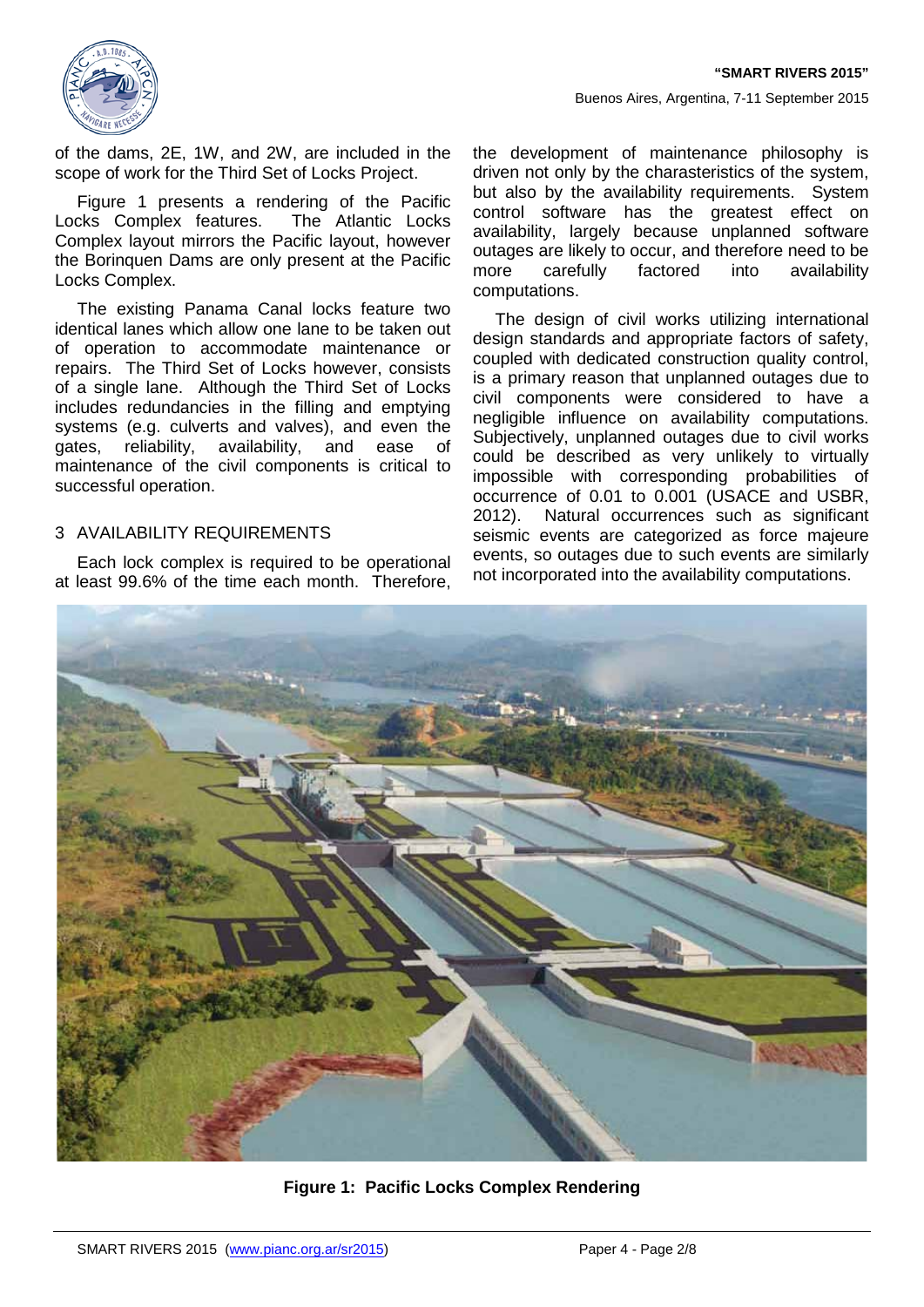of the dams, 2E, 1W, and 2W, are included in the scope of work for the Third Set of Locks Project.

Figure 1 presents a rendering of the Pacific Locks Complex features. The Atlantic Locks Complex layout mirrors the Pacific layout, however the Borinquen Dams are only present at the Pacific Locks Complex.

The existing Panama Canal locks feature two identical lanes which allow one lane to be taken out of operation to accommodate maintenance or repairs. The Third Set of Locks however, consists of a single lane. Although the Third Set of Locks includes redundancies in the filling and emptying systems (e.g. culverts and valves), and even the gates, reliability, availability, and ease of maintenance of the civil components is critical to successful operation.

## 3 AVAILABILITY REQUIREMENTS

Each lock complex is required to be operational at least 99.6% of the time each month. Therefore, the development of maintenance philosophy is driven not only by the charasteristics of the system, but also by the availability requirements. System control software has the greatest effect on availability, largely because unplanned software outages are likely to occur, and therefore need to be more carefully factored into availability computations.

The design of civil works utilizing international design standards and appropriate factors of safety, coupled with dedicated construction quality control, is a primary reason that unplanned outages due to civil components were considered to have a negligible influence on availability computations. Subjectively, unplanned outages due to civil works could be described as very unlikely to virtually impossible with corresponding probabilities of occurrence of 0.01 to 0.001 (USACE and USBR, 2012). Natural occurrences such as significant seismic events are categorized as force majeure events, so outages due to such events are similarly not incorporated into the availability computations.

**Figure 1: Pacific Locks Complex Rendering**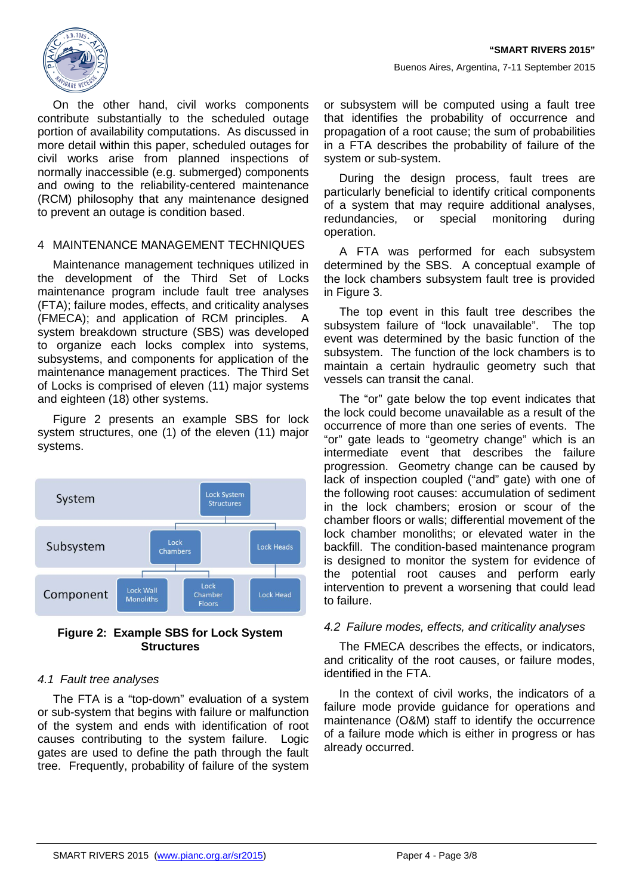On the other hand, civil works components contribute substantially to the scheduled outage portion of availability computations. As discussed in more detail within this paper, scheduled outages for civil works arise from planned inspections of normally inaccessible (e.g. submerged) components and owing to the reliability-centered maintenance (RCM) philosophy that any maintenance designed to prevent an outage is condition based.

## 4 MAINTENANCE MANAGEMENT TECHNIQUES

Maintenance management techniques utilized in the development of the Third Set of Locks maintenance program include fault tree analyses (FTA); failure modes, effects, and criticality analyses (FMECA); and application of RCM principles. A system breakdown structure (SBS) was developed to organize each locks complex into systems, subsystems, and components for application of the maintenance management practices. The Third Set of Locks is comprised of eleven (11) major systems and eighteen (18) other systems.

Figure 2 presents an example SBS for lock system structures, one (1) of the eleven (11) major systems.

| System | Lock System Structures | | |
|---|---|---|---|
| Subsystem | Lock Chambers | | Lock Heads |
| Component | Lock Wall Monoliths | Lock Chamber Floors | Lock Head |

**Figure 2: Example SBS for Lock System Structures**

### *4.1 Fault tree analyses*

The FTA is a "top-down" evaluation of a system or sub-system that begins with failure or malfunction of the system and ends with identification of root causes contributing to the system failure. Logic gates are used to define the path through the fault tree. Frequently, probability of failure of the system or subsystem will be computed using a fault tree that identifies the probability of occurrence and propagation of a root cause; the sum of probabilities in a FTA describes the probability of failure of the system or sub-system.

During the design process, fault trees are particularly beneficial to identify critical components of a system that may require additional analyses, redundancies, or special monitoring during operation.

A FTA was performed for each subsystem determined by the SBS. A conceptual example of the lock chambers subsystem fault tree is provided in Figure 3.

The top event in this fault tree describes the subsystem failure of "lock unavailable". The top event was determined by the basic function of the subsystem. The function of the lock chambers is to maintain a certain hydraulic geometry such that vessels can transit the canal.

The "or" gate below the top event indicates that the lock could become unavailable as a result of the occurrence of more than one series of events. The "or" gate leads to "geometry change" which is an intermediate event that describes the failure progression. Geometry change can be caused by lack of inspection coupled ("and" gate) with one of the following root causes: accumulation of sediment in the lock chambers; erosion or scour of the chamber floors or walls; differential movement of the lock chamber monoliths; or elevated water in the backfill. The condition-based maintenance program is designed to monitor the system for evidence of the potential root causes and perform early intervention to prevent a worsening that could lead to failure.

### *4.2 Failure modes, effects, and criticality analyses*

The FMECA describes the effects, or indicators, and criticality of the root causes, or failure modes, identified in the FTA.

In the context of civil works, the indicators of a failure mode provide guidance for operations and maintenance (O&M) staff to identify the occurrence of a failure mode which is either in progress or has already occurred.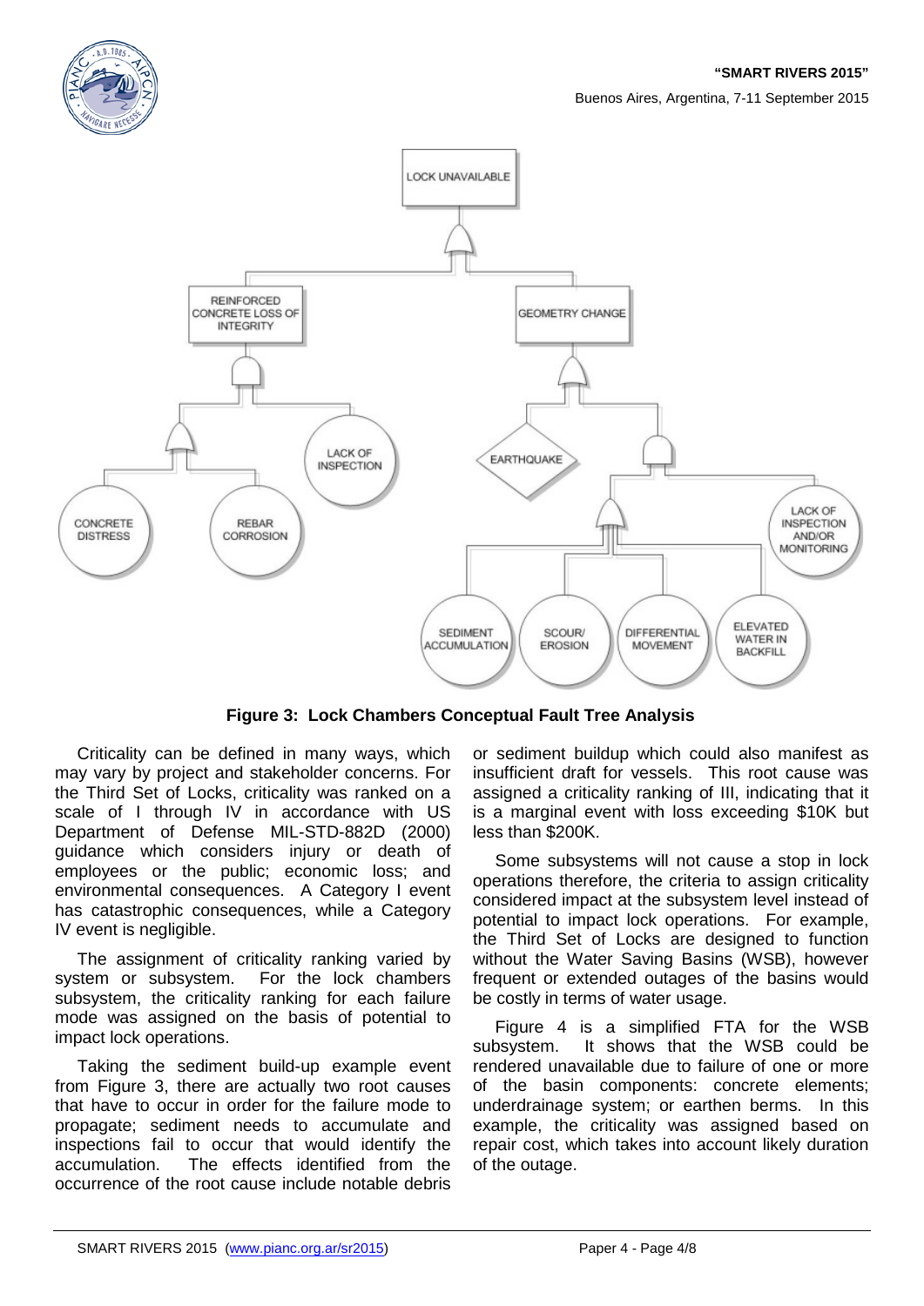**Figure 3: Lock Chambers Conceptual Fault Tree Analysis**

Criticality can be defined in many ways, which may vary by project and stakeholder concerns. For the Third Set of Locks, criticality was ranked on a scale of I through IV in accordance with US Department of Defense MIL-STD-882D (2000) guidance which considers injury or death of employees or the public; economic loss; and environmental consequences. A Category I event has catastrophic consequences, while a Category IV event is negligible.

The assignment of criticality ranking varied by system or subsystem. For the lock chambers subsystem, the criticality ranking for each failure mode was assigned on the basis of potential to impact lock operations.

Taking the sediment build-up example event from Figure 3, there are actually two root causes that have to occur in order for the failure mode to propagate; sediment needs to accumulate and inspections fail to occur that would identify the accumulation. The effects identified from the occurrence of the root cause include notable debris or sediment buildup which could also manifest as insufficient draft for vessels. This root cause was assigned a criticality ranking of III, indicating that it is a marginal event with loss exceeding $10K but less than $200K.

Some subsystems will not cause a stop in lock operations therefore, the criteria to assign criticality considered impact at the subsystem level instead of potential to impact lock operations. For example, the Third Set of Locks are designed to function without the Water Saving Basins (WSB), however frequent or extended outages of the basins would be costly in terms of water usage.

Figure 4 is a simplified FTA for the WSB subsystem. It shows that the WSB could be rendered unavailable due to failure of one or more of the basin components: concrete elements; underdrainage system; or earthen berms. In this example, the criticality was assigned based on repair cost, which takes into account likely duration of the outage.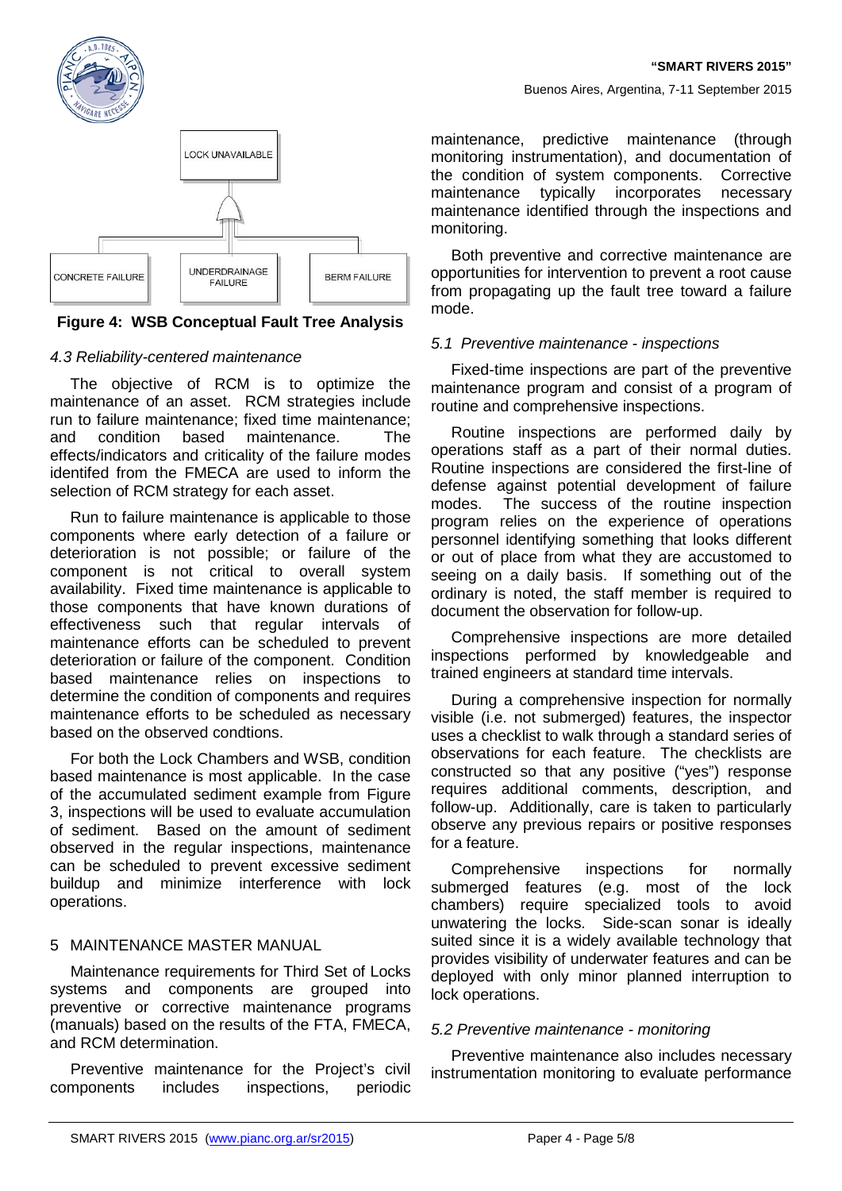LOCK UNAVAILABLE

CONCRETE FAILURE | UNDERDRAINAGE FAILURE | BERM FAILURE

**Figure 4: WSB Conceptual Fault Tree Analysis**

### *4.3 Reliability-centered maintenance*

The objective of RCM is to optimize the maintenance of an asset. RCM strategies include run to failure maintenance; fixed time maintenance; and condition based maintenance. The effects/indicators and criticality of the failure modes identifed from the FMECA are used to inform the selection of RCM strategy for each asset.

Run to failure maintenance is applicable to those components where early detection of a failure or deterioration is not possible; or failure of the component is not critical to overall system availability. Fixed time maintenance is applicable to those components that have known durations of effectiveness such that regular intervals of maintenance efforts can be scheduled to prevent deterioration or failure of the component. Condition based maintenance relies on inspections to determine the condition of components and requires maintenance efforts to be scheduled as necessary based on the observed condtions.

For both the Lock Chambers and WSB, condition based maintenance is most applicable. In the case of the accumulated sediment example from Figure 3, inspections will be used to evaluate accumulation of sediment. Based on the amount of sediment observed in the regular inspections, maintenance can be scheduled to prevent excessive sediment buildup and minimize interference with lock operations.

## 5 MAINTENANCE MASTER MANUAL

Maintenance requirements for Third Set of Locks systems and components are grouped into preventive or corrective maintenance programs (manuals) based on the results of the FTA, FMECA, and RCM determination.

Preventive maintenance for the Project's civil components includes inspections, periodic maintenance, predictive maintenance (through monitoring instrumentation), and documentation of the condition of system components. Corrective maintenance typically incorporates necessary maintenance identified through the inspections and monitoring.

Both preventive and corrective maintenance are opportunities for intervention to prevent a root cause from propagating up the fault tree toward a failure mode.

### *5.1 Preventive maintenance - inspections*

Fixed-time inspections are part of the preventive maintenance program and consist of a program of routine and comprehensive inspections.

Routine inspections are performed daily by operations staff as a part of their normal duties. Routine inspections are considered the first-line of defense against potential development of failure modes. The success of the routine inspection program relies on the experience of operations personnel identifying something that looks different or out of place from what they are accustomed to seeing on a daily basis. If something out of the ordinary is noted, the staff member is required to document the observation for follow-up.

Comprehensive inspections are more detailed inspections performed by knowledgeable and trained engineers at standard time intervals.

During a comprehensive inspection for normally visible (i.e. not submerged) features, the inspector uses a checklist to walk through a standard series of observations for each feature. The checklists are constructed so that any positive ("yes") response requires additional comments, description, and follow-up. Additionally, care is taken to particularly observe any previous repairs or positive responses for a feature.

Comprehensive inspections for normally submerged features (e.g. most of the lock chambers) require specialized tools to avoid unwatering the locks. Side-scan sonar is ideally suited since it is a widely available technology that provides visibility of underwater features and can be deployed with only minor planned interruption to lock operations.

### *5.2 Preventive maintenance - monitoring*

Preventive maintenance also includes necessary instrumentation monitoring to evaluate performance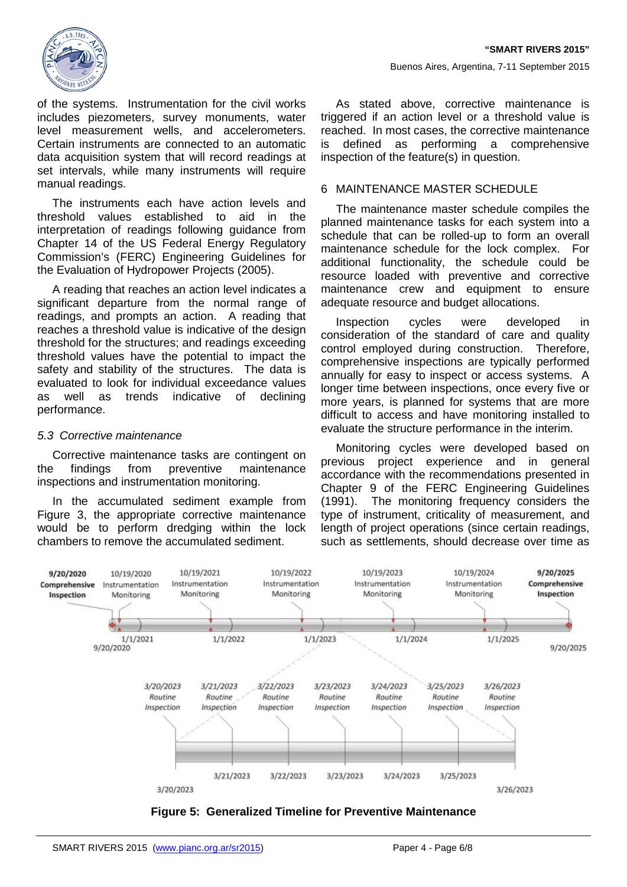of the systems. Instrumentation for the civil works includes piezometers, survey monuments, water level measurement wells, and accelerometers. Certain instruments are connected to an automatic data acquisition system that will record readings at set intervals, while many instruments will require manual readings.

The instruments each have action levels and threshold values established to aid in the interpretation of readings following guidance from Chapter 14 of the US Federal Energy Regulatory Commission's (FERC) Engineering Guidelines for the Evaluation of Hydropower Projects (2005).

A reading that reaches an action level indicates a significant departure from the normal range of readings, and prompts an action. A reading that reaches a threshold value is indicative of the design threshold for the structures; and readings exceeding threshold values have the potential to impact the safety and stability of the structures. The data is evaluated to look for individual exceedance values as well as trends indicative of declining performance.

### *5.3 Corrective maintenance*

Corrective maintenance tasks are contingent on the findings from preventive maintenance inspections and instrumentation monitoring.

In the accumulated sediment example from Figure 3, the appropriate corrective maintenance would be to perform dredging within the lock chambers to remove the accumulated sediment.

As stated above, corrective maintenance is triggered if an action level or a threshold value is reached. In most cases, the corrective maintenance is defined as performing a comprehensive inspection of the feature(s) in question.

## 6 MAINTENANCE MASTER SCHEDULE

The maintenance master schedule compiles the planned maintenance tasks for each system into a schedule that can be rolled-up to form an overall maintenance schedule for the lock complex. For additional functionality, the schedule could be resource loaded with preventive and corrective maintenance crew and equipment to ensure adequate resource and budget allocations.

Inspection cycles were developed in consideration of the standard of care and quality control employed during construction. Therefore, comprehensive inspections are typically performed annually for easy to inspect or access systems. A longer time between inspections, once every five or more years, is planned for systems that are more difficult to access and have monitoring installed to evaluate the structure performance in the interim.

Monitoring cycles were developed based on previous project experience and in general accordance with the recommendations presented in Chapter 9 of the FERC Engineering Guidelines (1991). The monitoring frequency considers the type of instrument, criticality of measurement, and length of project operations (since certain readings, such as settlements, should decrease over time as

**Figure 5: Generalized Timeline for Preventive Maintenance**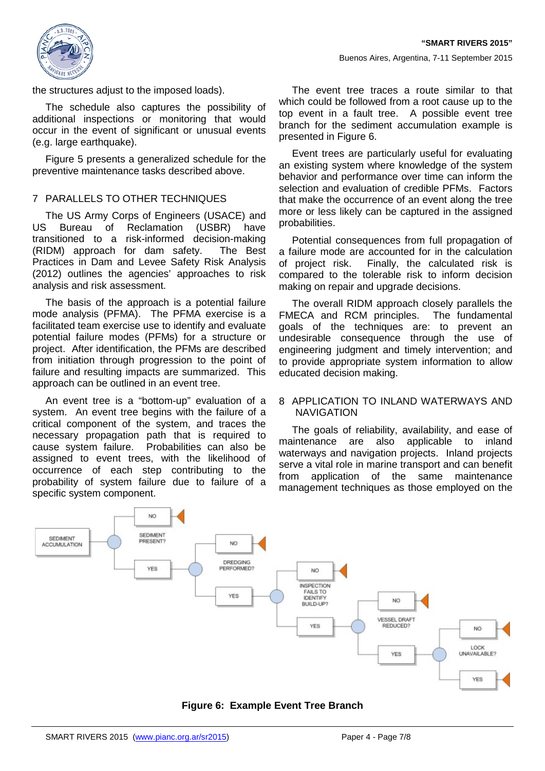the structures adjust to the imposed loads).

The schedule also captures the possibility of additional inspections or monitoring that would occur in the event of significant or unusual events (e.g. large earthquake).

Figure 5 presents a generalized schedule for the preventive maintenance tasks described above.

## 7 PARALLELS TO OTHER TECHNIQUES

The US Army Corps of Engineers (USACE) and US Bureau of Reclamation (USBR) have transitioned to a risk-informed decision-making (RIDM) approach for dam safety. The Best Practices in Dam and Levee Safety Risk Analysis (2012) outlines the agencies' approaches to risk analysis and risk assessment.

The basis of the approach is a potential failure mode analysis (PFMA). The PFMA exercise is a facilitated team exercise use to identify and evaluate potential failure modes (PFMs) for a structure or project. After identification, the PFMs are described from initiation through progression to the point of failure and resulting impacts are summarized. This approach can be outlined in an event tree.

An event tree is a "bottom-up" evaluation of a system. An event tree begins with the failure of a critical component of the system, and traces the necessary propagation path that is required to cause system failure. Probabilities can also be assigned to event trees, with the likelihood of occurrence of each step contributing to the probability of system failure due to failure of a specific system component.

The event tree traces a route similar to that which could be followed from a root cause up to the top event in a fault tree. A possible event tree branch for the sediment accumulation example is presented in Figure 6.

Event trees are particularly useful for evaluating an existing system where knowledge of the system behavior and performance over time can inform the selection and evaluation of credible PFMs. Factors that make the occurrence of an event along the tree more or less likely can be captured in the assigned probabilities.

Potential consequences from full propagation of a failure mode are accounted for in the calculation of project risk. Finally, the calculated risk is compared to the tolerable risk to inform decision making on repair and upgrade decisions.

The overall RIDM approach closely parallels the FMECA and RCM principles. The fundamental goals of the techniques are: to prevent an undesirable consequence through the use of engineering judgment and timely intervention; and to provide appropriate system information to allow educated decision making.

## 8 APPLICATION TO INLAND WATERWAYS AND NAVIGATION

The goals of reliability, availability, and ease of maintenance are also applicable to inland waterways and navigation projects. Inland projects serve a vital role in marine transport and can benefit from application of the same maintenance management techniques as those employed on the

**Figure 6: Example Event Tree Branch**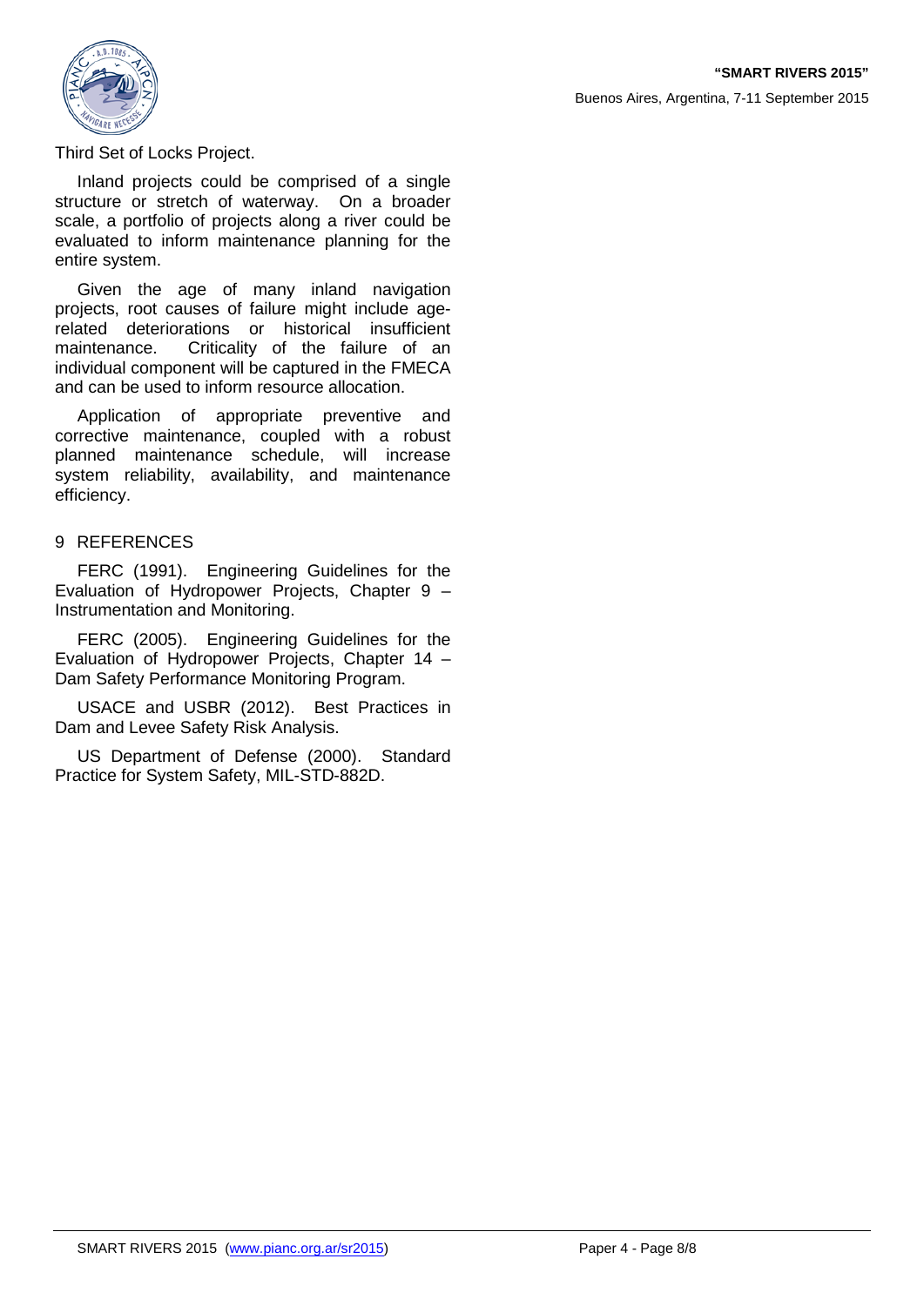Third Set of Locks Project.

Inland projects could be comprised of a single structure or stretch of waterway. On a broader scale, a portfolio of projects along a river could be evaluated to inform maintenance planning for the entire system.

Given the age of many inland navigation projects, root causes of failure might include age-related deteriorations or historical insufficient maintenance. Criticality of the failure of an individual component will be captured in the FMECA and can be used to inform resource allocation.

Application of appropriate preventive and corrective maintenance, coupled with a robust planned maintenance schedule, will increase system reliability, availability, and maintenance efficiency.

## 9 REFERENCES

FERC (1991). Engineering Guidelines for the Evaluation of Hydropower Projects, Chapter 9 – Instrumentation and Monitoring.

FERC (2005). Engineering Guidelines for the Evaluation of Hydropower Projects, Chapter 14 – Dam Safety Performance Monitoring Program.

USACE and USBR (2012). Best Practices in Dam and Levee Safety Risk Analysis.

US Department of Defense (2000). Standard Practice for System Safety, MIL-STD-882D.